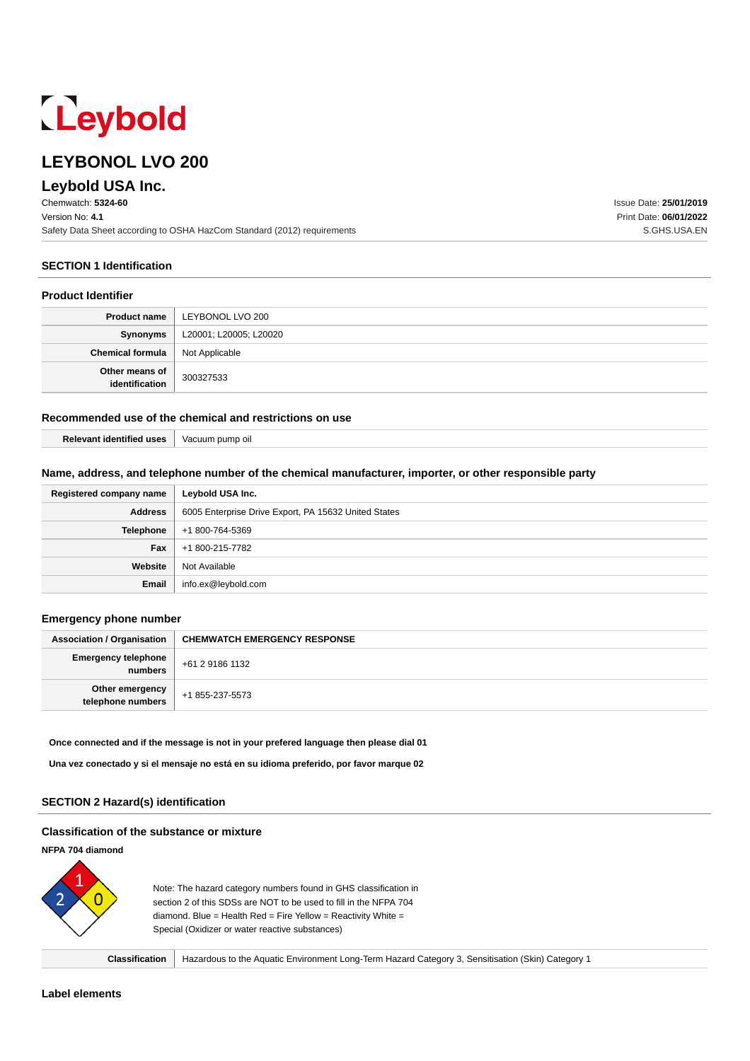# LEYBONOL LVO 200

## Leybold USA Inc.

Chemwatch: **5324-60**
Version No: **4.1**
Safety Data Sheet according to OSHA HazCom Standard (2012) requirements

Issue Date: **25/01/2019**
Print Date: **06/01/2022**
S.GHS.USA.EN

### SECTION 1 Identification

#### Product Identifier

| | |
|---|---|
| **Product name** | LEYBONOL LVO 200 |
| **Synonyms** | L20001; L20005; L20020 |
| **Chemical formula** | Not Applicable |
| **Other means of identification** | 300327533 |

#### Recommended use of the chemical and restrictions on use

| | |
|---|---|
| **Relevant identified uses** | Vacuum pump oil |

#### Name, address, and telephone number of the chemical manufacturer, importer, or other responsible party

| | |
|---|---|
| **Registered company name** | **Leybold USA Inc.** |
| **Address** | 6005 Enterprise Drive Export, PA 15632 United States |
| **Telephone** | +1 800-764-5369 |
| **Fax** | +1 800-215-7782 |
| **Website** | Not Available |
| **Email** | info.ex@leybold.com |

#### Emergency phone number

| | |
|---|---|
| **Association / Organisation** | **CHEMWATCH EMERGENCY RESPONSE** |
| **Emergency telephone numbers** | +61 2 9186 1132 |
| **Other emergency telephone numbers** | +1 855-237-5573 |

**Once connected and if the message is not in your prefered language then please dial 01**

**Una vez conectado y si el mensaje no está en su idioma preferido, por favor marque 02**

### SECTION 2 Hazard(s) identification

#### Classification of the substance or mixture

**NFPA 704 diamond**

Health: 2, Fire: 1, Reactivity: 0

Note: The hazard category numbers found in GHS classification in section 2 of this SDSs are NOT to be used to fill in the NFPA 704 diamond. Blue = Health Red = Fire Yellow = Reactivity White = Special (Oxidizer or water reactive substances)

| | |
|---|---|
| **Classification** | Hazardous to the Aquatic Environment Long-Term Hazard Category 3, Sensitisation (Skin) Category 1 |

#### Label elements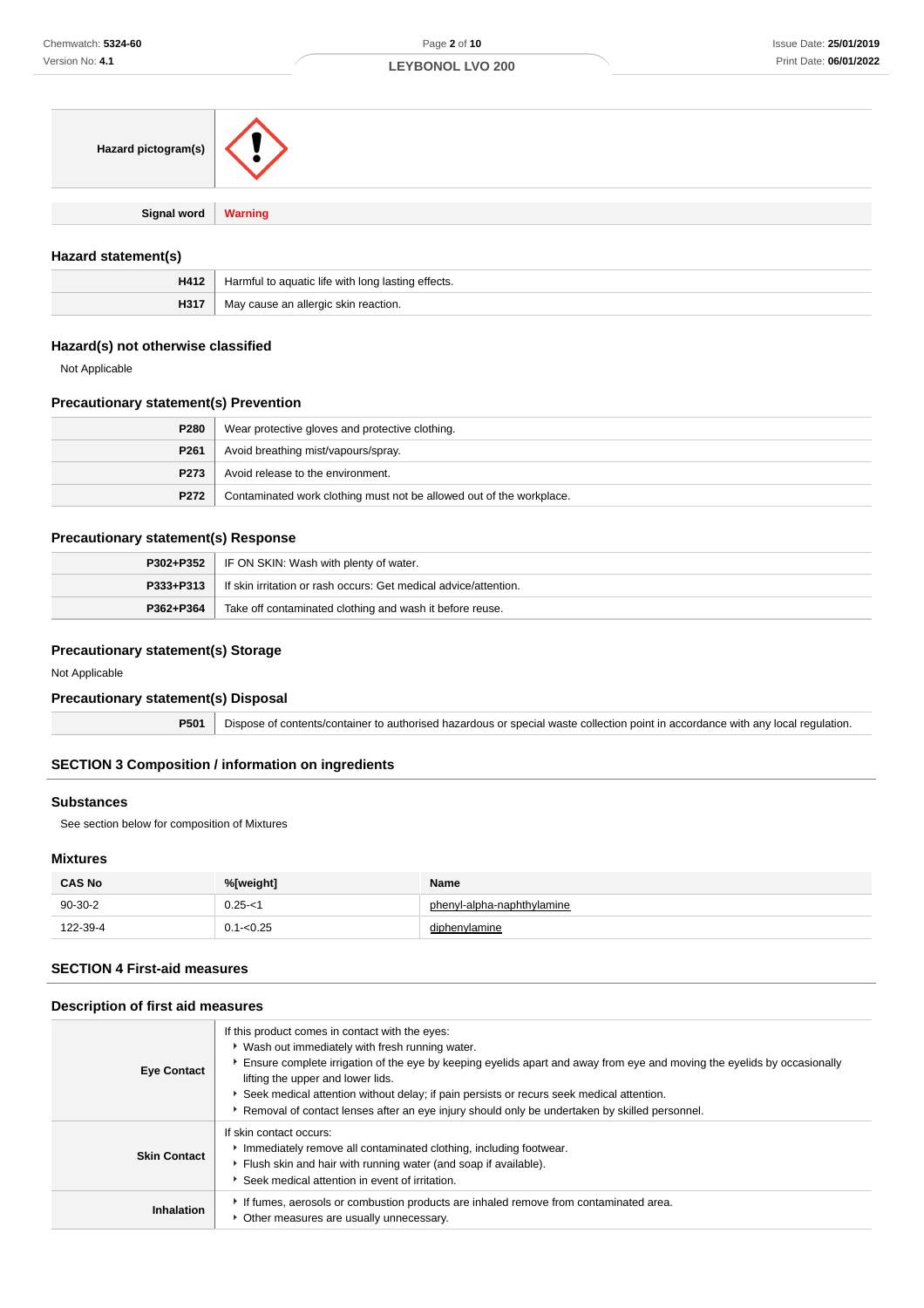| | |
|---|---|
| **Hazard pictogram(s)** | |
| **Signal word** | **Warning** |

### Hazard statement(s)

| | |
|---|---|
| **H412** | Harmful to aquatic life with long lasting effects. |
| **H317** | May cause an allergic skin reaction. |

### Hazard(s) not otherwise classified

Not Applicable

### Precautionary statement(s) Prevention

| | |
|---|---|
| **P280** | Wear protective gloves and protective clothing. |
| **P261** | Avoid breathing mist/vapours/spray. |
| **P273** | Avoid release to the environment. |
| **P272** | Contaminated work clothing must not be allowed out of the workplace. |

### Precautionary statement(s) Response

| | |
|---|---|
| **P302+P352** | IF ON SKIN: Wash with plenty of water. |
| **P333+P313** | If skin irritation or rash occurs: Get medical advice/attention. |
| **P362+P364** | Take off contaminated clothing and wash it before reuse. |

### Precautionary statement(s) Storage

Not Applicable

### Precautionary statement(s) Disposal

| | |
|---|---|
| **P501** | Dispose of contents/container to authorised hazardous or special waste collection point in accordance with any local regulation. |

## SECTION 3 Composition / information on ingredients

### Substances

See section below for composition of Mixtures

### Mixtures

| CAS No | %[weight] | Name |
|---|---|---|
| 90-30-2 | 0.25-<1 | phenyl-alpha-naphthylamine |
| 122-39-4 | 0.1-<0.25 | diphenylamine |

## SECTION 4 First-aid measures

### Description of first aid measures

| | |
|---|---|
| **Eye Contact** | If this product comes in contact with the eyes:<br>▸ Wash out immediately with fresh running water.<br>▸ Ensure complete irrigation of the eye by keeping eyelids apart and away from eye and moving the eyelids by occasionally lifting the upper and lower lids.<br>▸ Seek medical attention without delay; if pain persists or recurs seek medical attention.<br>▸ Removal of contact lenses after an eye injury should only be undertaken by skilled personnel. |
| **Skin Contact** | If skin contact occurs:<br>▸ Immediately remove all contaminated clothing, including footwear.<br>▸ Flush skin and hair with running water (and soap if available).<br>▸ Seek medical attention in event of irritation. |
| **Inhalation** | ▸ If fumes, aerosols or combustion products are inhaled remove from contaminated area.<br>▸ Other measures are usually unnecessary. |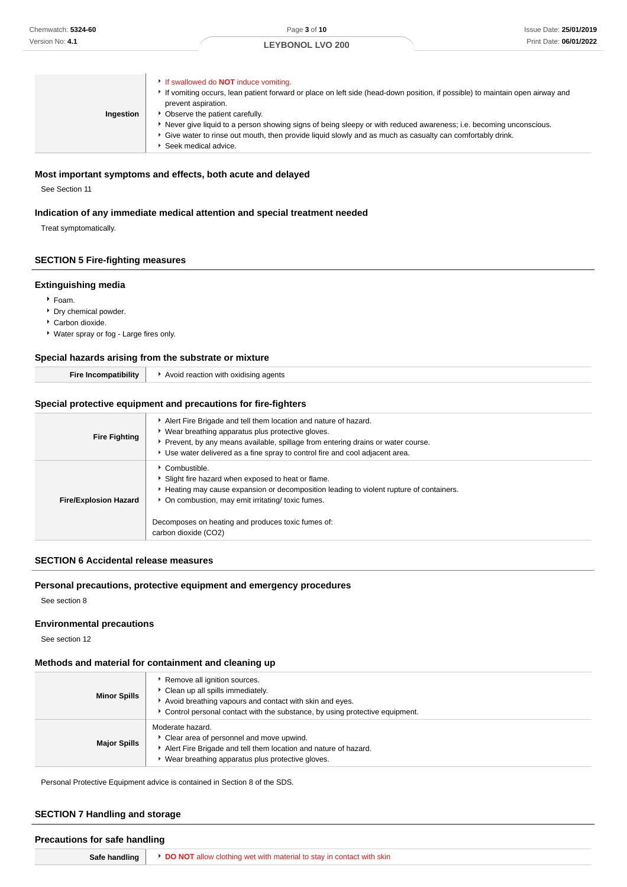| | |
|---|---|
| **Ingestion** | • If swallowed do **NOT** induce vomiting.<br>• If vomiting occurs, lean patient forward or place on left side (head-down position, if possible) to maintain open airway and prevent aspiration.<br>• Observe the patient carefully.<br>• Never give liquid to a person showing signs of being sleepy or with reduced awareness; i.e. becoming unconscious.<br>• Give water to rinse out mouth, then provide liquid slowly and as much as casualty can comfortably drink.<br>• Seek medical advice. |

### Most important symptoms and effects, both acute and delayed

See Section 11

### Indication of any immediate medical attention and special treatment needed

Treat symptomatically.

## SECTION 5 Fire-fighting measures

### Extinguishing media

- Foam.
- Dry chemical powder.
- Carbon dioxide.
- Water spray or fog - Large fires only.

### Special hazards arising from the substrate or mixture

| | |
|---|---|
| **Fire Incompatibility** | • Avoid reaction with oxidising agents |

### Special protective equipment and precautions for fire-fighters

| | |
|---|---|
| **Fire Fighting** | • Alert Fire Brigade and tell them location and nature of hazard.<br>• Wear breathing apparatus plus protective gloves.<br>• Prevent, by any means available, spillage from entering drains or water course.<br>• Use water delivered as a fine spray to control fire and cool adjacent area. |
| **Fire/Explosion Hazard** | • Combustible.<br>• Slight fire hazard when exposed to heat or flame.<br>• Heating may cause expansion or decomposition leading to violent rupture of containers.<br>• On combustion, may emit irritating/ toxic fumes.<br><br>Decomposes on heating and produces toxic fumes of:<br>carbon dioxide ($CO_2$) |

## SECTION 6 Accidental release measures

### Personal precautions, protective equipment and emergency procedures

See section 8

### Environmental precautions

See section 12

### Methods and material for containment and cleaning up

| | |
|---|---|
| **Minor Spills** | • Remove all ignition sources.<br>• Clean up all spills immediately.<br>• Avoid breathing vapours and contact with skin and eyes.<br>• Control personal contact with the substance, by using protective equipment. |
| **Major Spills** | Moderate hazard.<br>• Clear area of personnel and move upwind.<br>• Alert Fire Brigade and tell them location and nature of hazard.<br>• Wear breathing apparatus plus protective gloves. |

Personal Protective Equipment advice is contained in Section 8 of the SDS.

## SECTION 7 Handling and storage

### Precautions for safe handling

| | |
|---|---|
| **Safe handling** | • **DO NOT** allow clothing wet with material to stay in contact with skin |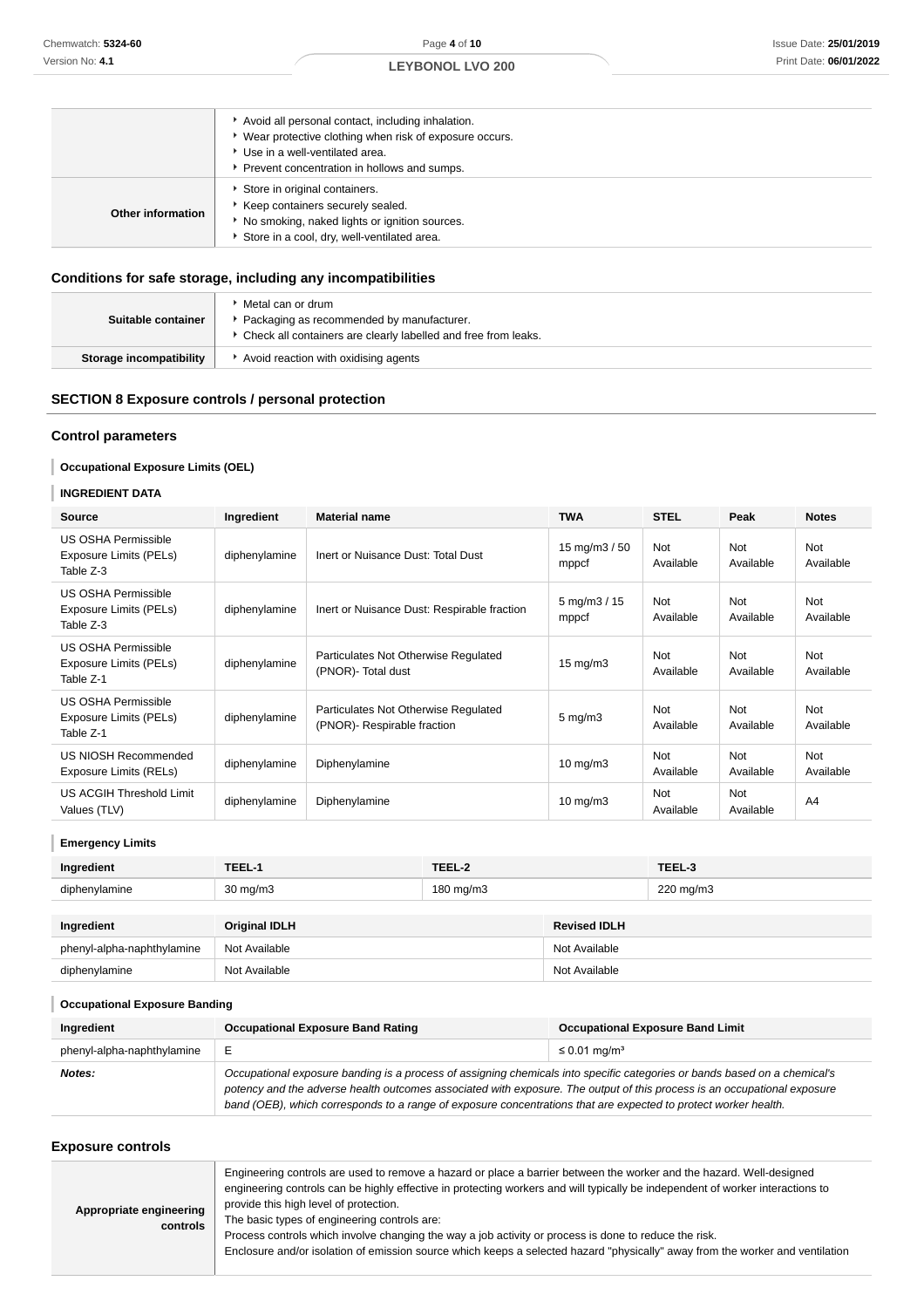| | |
|---|---|
| | ‣ Avoid all personal contact, including inhalation.<br>‣ Wear protective clothing when risk of exposure occurs.<br>‣ Use in a well-ventilated area.<br>‣ Prevent concentration in hollows and sumps. |
| **Other information** | ‣ Store in original containers.<br>‣ Keep containers securely sealed.<br>‣ No smoking, naked lights or ignition sources.<br>‣ Store in a cool, dry, well-ventilated area. |

### Conditions for safe storage, including any incompatibilities

| | |
|---|---|
| **Suitable container** | ‣ Metal can or drum<br>‣ Packaging as recommended by manufacturer.<br>‣ Check all containers are clearly labelled and free from leaks. |
| **Storage incompatibility** | ‣ Avoid reaction with oxidising agents |

## SECTION 8 Exposure controls / personal protection

### Control parameters

#### Occupational Exposure Limits (OEL)

#### INGREDIENT DATA

| Source | Ingredient | Material name | TWA | STEL | Peak | Notes |
|---|---|---|---|---|---|---|
| US OSHA Permissible Exposure Limits (PELs) Table Z-3 | diphenylamine | Inert or Nuisance Dust: Total Dust | 15 mg/m3 / 50 mppcf | Not Available | Not Available | Not Available |
| US OSHA Permissible Exposure Limits (PELs) Table Z-3 | diphenylamine | Inert or Nuisance Dust: Respirable fraction | 5 mg/m3 / 15 mppcf | Not Available | Not Available | Not Available |
| US OSHA Permissible Exposure Limits (PELs) Table Z-1 | diphenylamine | Particulates Not Otherwise Regulated (PNOR)- Total dust | 15 mg/m3 | Not Available | Not Available | Not Available |
| US OSHA Permissible Exposure Limits (PELs) Table Z-1 | diphenylamine | Particulates Not Otherwise Regulated (PNOR)- Respirable fraction | 5 mg/m3 | Not Available | Not Available | Not Available |
| US NIOSH Recommended Exposure Limits (RELs) | diphenylamine | Diphenylamine | 10 mg/m3 | Not Available | Not Available | Not Available |
| US ACGIH Threshold Limit Values (TLV) | diphenylamine | Diphenylamine | 10 mg/m3 | Not Available | Not Available | A4 |

#### Emergency Limits

| Ingredient | TEEL-1 | TEEL-2 | TEEL-3 |
|---|---|---|---|
| diphenylamine | 30 mg/m3 | 180 mg/m3 | 220 mg/m3 |

| Ingredient | Original IDLH | Revised IDLH |
|---|---|---|
| phenyl-alpha-naphthylamine | Not Available | Not Available |
| diphenylamine | Not Available | Not Available |

#### Occupational Exposure Banding

| Ingredient | Occupational Exposure Band Rating | Occupational Exposure Band Limit |
|---|---|---|
| phenyl-alpha-naphthylamine | E | ≤ 0.01 mg/m³ |
| ***Notes:*** | *Occupational exposure banding is a process of assigning chemicals into specific categories or bands based on a chemical's potency and the adverse health outcomes associated with exposure. The output of this process is an occupational exposure band (OEB), which corresponds to a range of exposure concentrations that are expected to protect worker health.* | |

### Exposure controls

| | |
|---|---|
| **Appropriate engineering controls** | Engineering controls are used to remove a hazard or place a barrier between the worker and the hazard. Well-designed engineering controls can be highly effective in protecting workers and will typically be independent of worker interactions to provide this high level of protection.<br>The basic types of engineering controls are:<br>Process controls which involve changing the way a job activity or process is done to reduce the risk.<br>Enclosure and/or isolation of emission source which keeps a selected hazard "physically" away from the worker and ventilation |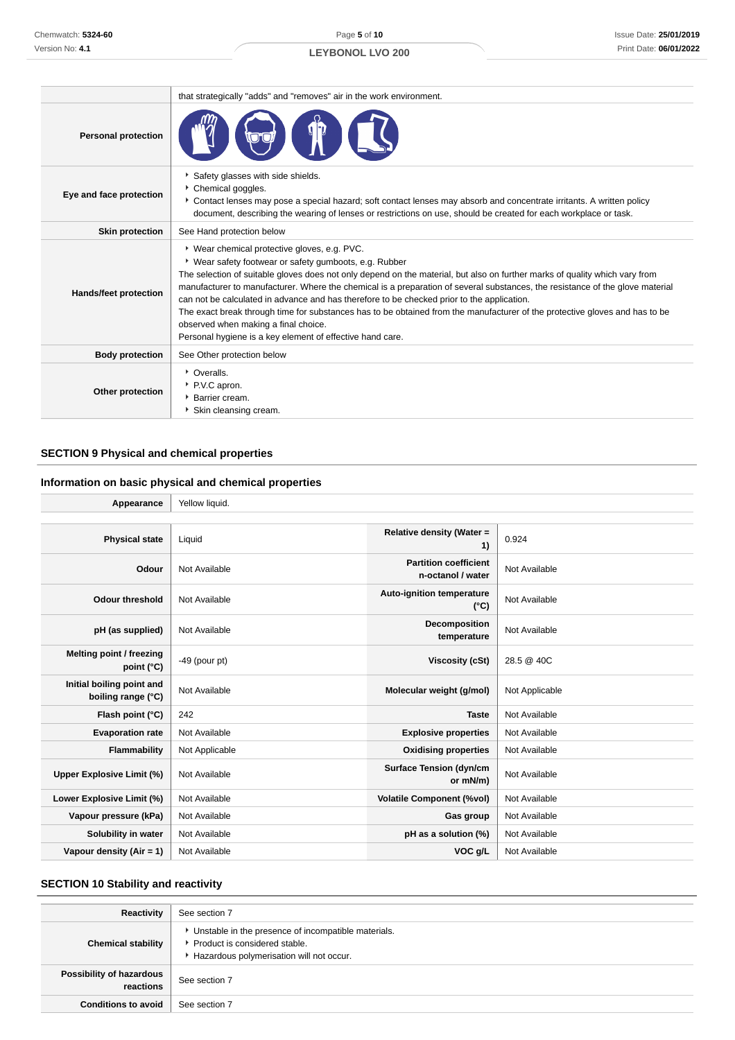| | |
|---|---|
| | that strategically "adds" and "removes" air in the work environment. |
| **Personal protection** | |
| **Eye and face protection** | ▸ Safety glasses with side shields.<br>▸ Chemical goggles.<br>▸ Contact lenses may pose a special hazard; soft contact lenses may absorb and concentrate irritants. A written policy document, describing the wearing of lenses or restrictions on use, should be created for each workplace or task. |
| **Skin protection** | See Hand protection below |
| **Hands/feet protection** | ▸ Wear chemical protective gloves, e.g. PVC.<br>▸ Wear safety footwear or safety gumboots, e.g. Rubber<br>The selection of suitable gloves does not only depend on the material, but also on further marks of quality which vary from manufacturer to manufacturer. Where the chemical is a preparation of several substances, the resistance of the glove material can not be calculated in advance and has therefore to be checked prior to the application.<br>The exact break through time for substances has to be obtained from the manufacturer of the protective gloves and has to be observed when making a final choice.<br>Personal hygiene is a key element of effective hand care. |
| **Body protection** | See Other protection below |
| **Other protection** | ▸ Overalls.<br>▸ P.V.C apron.<br>▸ Barrier cream.<br>▸ Skin cleansing cream. |

## SECTION 9 Physical and chemical properties

### Information on basic physical and chemical properties

| | | | |
|---|---|---|---|
| **Appearance** | Yellow liquid. | | |
| **Physical state** | Liquid | **Relative density (Water = 1)** | 0.924 |
| **Odour** | Not Available | **Partition coefficient n-octanol / water** | Not Available |
| **Odour threshold** | Not Available | **Auto-ignition temperature (°C)** | Not Available |
| **pH (as supplied)** | Not Available | **Decomposition temperature** | Not Available |
| **Melting point / freezing point (°C)** | -49 (pour pt) | **Viscosity (cSt)** | 28.5 @ 40C |
| **Initial boiling point and boiling range (°C)** | Not Available | **Molecular weight (g/mol)** | Not Applicable |
| **Flash point (°C)** | 242 | **Taste** | Not Available |
| **Evaporation rate** | Not Available | **Explosive properties** | Not Available |
| **Flammability** | Not Applicable | **Oxidising properties** | Not Available |
| **Upper Explosive Limit (%)** | Not Available | **Surface Tension (dyn/cm or mN/m)** | Not Available |
| **Lower Explosive Limit (%)** | Not Available | **Volatile Component (%vol)** | Not Available |
| **Vapour pressure (kPa)** | Not Available | **Gas group** | Not Available |
| **Solubility in water** | Not Available | **pH as a solution (%)** | Not Available |
| **Vapour density (Air = 1)** | Not Available | **VOC g/L** | Not Available |

## SECTION 10 Stability and reactivity

| | |
|---|---|
| **Reactivity** | See section 7 |
| **Chemical stability** | ▸ Unstable in the presence of incompatible materials.<br>▸ Product is considered stable.<br>▸ Hazardous polymerisation will not occur. |
| **Possibility of hazardous reactions** | See section 7 |
| **Conditions to avoid** | See section 7 |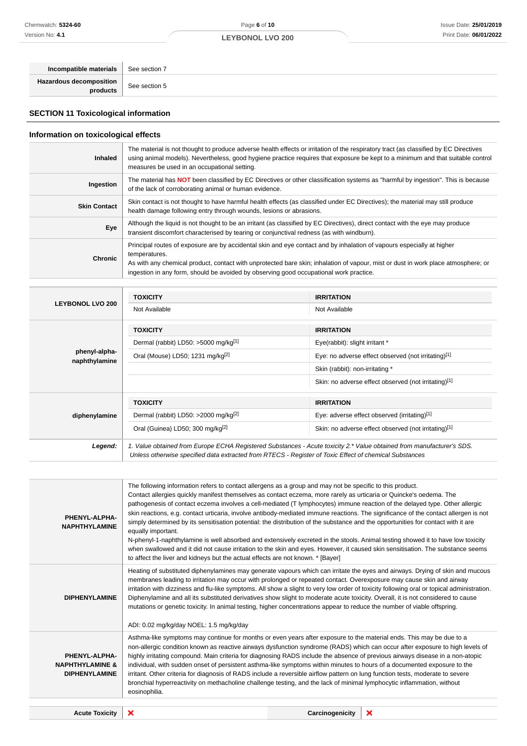| | |
|---|---|
| **Incompatible materials** | See section 7 |
| **Hazardous decomposition products** | See section 5 |

## SECTION 11 Toxicological information

### Information on toxicological effects

| | |
|---|---|
| **Inhaled** | The material is not thought to produce adverse health effects or irritation of the respiratory tract (as classified by EC Directives using animal models). Nevertheless, good hygiene practice requires that exposure be kept to a minimum and that suitable control measures be used in an occupational setting. |
| **Ingestion** | The material has **NOT** been classified by EC Directives or other classification systems as "harmful by ingestion". This is because of the lack of corroborating animal or human evidence. |
| **Skin Contact** | Skin contact is not thought to have harmful health effects (as classified under EC Directives); the material may still produce health damage following entry through wounds, lesions or abrasions. |
| **Eye** | Although the liquid is not thought to be an irritant (as classified by EC Directives), direct contact with the eye may produce transient discomfort characterised by tearing or conjunctival redness (as with windburn). |
| **Chronic** | Principal routes of exposure are by accidental skin and eye contact and by inhalation of vapours especially at higher temperatures.<br>As with any chemical product, contact with unprotected bare skin; inhalation of vapour, mist or dust in work place atmosphere; or ingestion in any form, should be avoided by observing good occupational work practice. |

| | TOXICITY | IRRITATION |
|---|---|---|
| **LEYBONOL LVO 200** | Not Available | Not Available |
| **phenyl-alpha-naphthylamine** | **TOXICITY** | **IRRITATION** |
| | Dermal (rabbit) LD50: >5000 mg/kg[1] | Eye(rabbit): slight irritant * |
| | Oral (Mouse) LD50; 1231 mg/kg[2] | Eye: no adverse effect observed (not irritating)[1] |
| | | Skin (rabbit): non-irritating * |
| | | Skin: no adverse effect observed (not irritating)[1] |
| **diphenylamine** | **TOXICITY** | **IRRITATION** |
| | Dermal (rabbit) LD50: >2000 mg/kg[2] | Eye: adverse effect observed (irritating)[1] |
| | Oral (Guinea) LD50; 300 mg/kg[2] | Skin: no adverse effect observed (not irritating)[1] |
| ***Legend:*** | *1. Value obtained from Europe ECHA Registered Substances - Acute toxicity 2.* Value obtained from manufacturer's SDS. Unless otherwise specified data extracted from RTECS - Register of Toxic Effect of chemical Substances* | |

| | |
|---|---|
| **PHENYL-ALPHA-NAPHTHYLAMINE** | The following information refers to contact allergens as a group and may not be specific to this product.<br>Contact allergies quickly manifest themselves as contact eczema, more rarely as urticaria or Quincke's oedema. The pathogenesis of contact eczema involves a cell-mediated (T lymphocytes) immune reaction of the delayed type. Other allergic skin reactions, e.g. contact urticaria, involve antibody-mediated immune reactions. The significance of the contact allergen is not simply determined by its sensitisation potential: the distribution of the substance and the opportunities for contact with it are equally important.<br>N-phenyl-1-naphthylamine is well absorbed and extensively excreted in the stools. Animal testing showed it to have low toxicity when swallowed and it did not cause irritation to the skin and eyes. However, it caused skin sensitisation. The substance seems to affect the liver and kidneys but the actual effects are not known. * [Bayer] |
| **DIPHENYLAMINE** | Heating of substituted diphenylamines may generate vapours which can irritate the eyes and airways. Drying of skin and mucous membranes leading to irritation may occur with prolonged or repeated contact. Overexposure may cause skin and airway irritation with dizziness and flu-like symptoms. All show a slight to very low order of toxicity following oral or topical administration. Diphenylamine and all its substituted derivatives show slight to moderate acute toxicity. Overall, it is not considered to cause mutations or genetic toxicity. In animal testing, higher concentrations appear to reduce the number of viable offspring.<br><br>ADI: 0.02 mg/kg/day NOEL: 1.5 mg/kg/day |
| **PHENYL-ALPHA-NAPHTHYLAMINE & DIPHENYLAMINE** | Asthma-like symptoms may continue for months or even years after exposure to the material ends. This may be due to a non-allergic condition known as reactive airways dysfunction syndrome (RADS) which can occur after exposure to high levels of highly irritating compound. Main criteria for diagnosing RADS include the absence of previous airways disease in a non-atopic individual, with sudden onset of persistent asthma-like symptoms within minutes to hours of a documented exposure to the irritant. Other criteria for diagnosis of RADS include a reversible airflow pattern on lung function tests, moderate to severe bronchial hyperreactivity on methacholine challenge testing, and the lack of minimal lymphocytic inflammation, without eosinophilia. |

| | | | |
|---|---|---|---|
| **Acute Toxicity** | ✘ | **Carcinogenicity** | ✘ |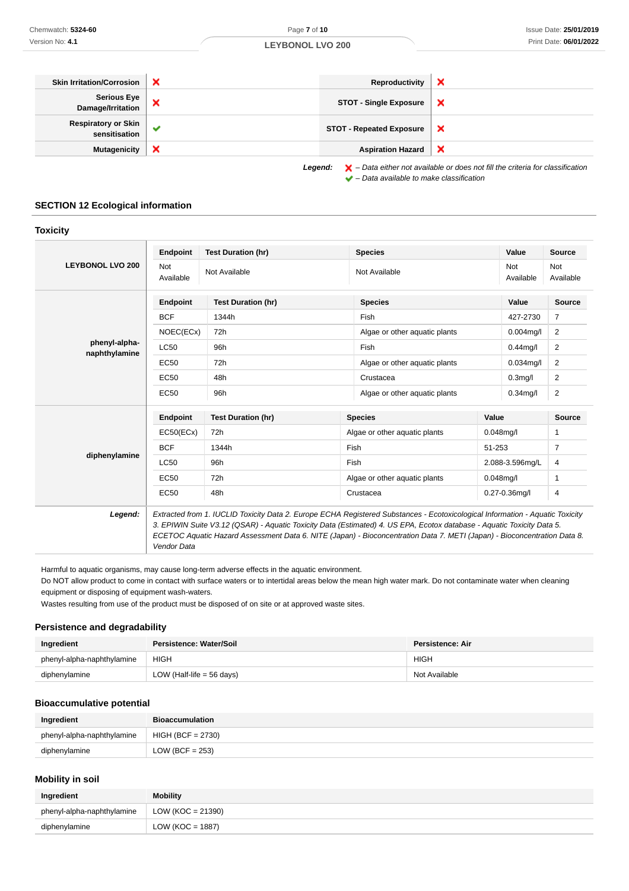| Skin Irritation/Corrosion | ✘ | Reproductivity | ✘ |
|---|---|---|---|
| Serious Eye Damage/Irritation | ✘ | STOT - Single Exposure | ✘ |
| Respiratory or Skin sensitisation | ✔ | STOT - Repeated Exposure | ✘ |
| Mutagenicity | ✘ | Aspiration Hazard | ✘ |

*Legend:* ✘ – *Data either not available or does not fill the criteria for classification*
✔ – *Data available to make classification*

## SECTION 12 Ecological information

### Toxicity

**LEYBONOL LVO 200**

| Endpoint | Test Duration (hr) | Species | Value | Source |
|---|---|---|---|---|
| Not Available | Not Available | Not Available | Not Available | Not Available |

**phenyl-alpha-naphthylamine**

| Endpoint | Test Duration (hr) | Species | Value | Source |
|---|---|---|---|---|
| BCF | 1344h | Fish | 427-2730 | 7 |
| NOEC(ECx) | 72h | Algae or other aquatic plants | 0.004mg/l | 2 |
| LC50 | 96h | Fish | 0.44mg/l | 2 |
| EC50 | 72h | Algae or other aquatic plants | 0.034mg/l | 2 |
| EC50 | 48h | Crustacea | 0.3mg/l | 2 |
| EC50 | 96h | Algae or other aquatic plants | 0.34mg/l | 2 |

**diphenylamine**

| Endpoint | Test Duration (hr) | Species | Value | Source |
|---|---|---|---|---|
| EC50(ECx) | 72h | Algae or other aquatic plants | 0.048mg/l | 1 |
| BCF | 1344h | Fish | 51-253 | 7 |
| LC50 | 96h | Fish | 2.088-3.596mg/L | 4 |
| EC50 | 72h | Algae or other aquatic plants | 0.048mg/l | 1 |
| EC50 | 48h | Crustacea | 0.27-0.36mg/l | 4 |

***Legend:*** *Extracted from 1. IUCLID Toxicity Data 2. Europe ECHA Registered Substances - Ecotoxicological Information - Aquatic Toxicity 3. EPIWIN Suite V3.12 (QSAR) - Aquatic Toxicity Data (Estimated) 4. US EPA, Ecotox database - Aquatic Toxicity Data 5. ECETOC Aquatic Hazard Assessment Data 6. NITE (Japan) - Bioconcentration Data 7. METI (Japan) - Bioconcentration Data 8. Vendor Data*

Harmful to aquatic organisms, may cause long-term adverse effects in the aquatic environment.
Do NOT allow product to come in contact with surface waters or to intertidal areas below the mean high water mark. Do not contaminate water when cleaning equipment or disposing of equipment wash-waters.
Wastes resulting from use of the product must be disposed of on site or at approved waste sites.

### Persistence and degradability

| Ingredient | Persistence: Water/Soil | Persistence: Air |
|---|---|---|
| phenyl-alpha-naphthylamine | HIGH | HIGH |
| diphenylamine | LOW (Half-life = 56 days) | Not Available |

### Bioaccumulative potential

| Ingredient | Bioaccumulation |
|---|---|
| phenyl-alpha-naphthylamine | HIGH (BCF = 2730) |
| diphenylamine | LOW (BCF = 253) |

### Mobility in soil

| Ingredient | Mobility |
|---|---|
| phenyl-alpha-naphthylamine | LOW (KOC = 21390) |
| diphenylamine | LOW (KOC = 1887) |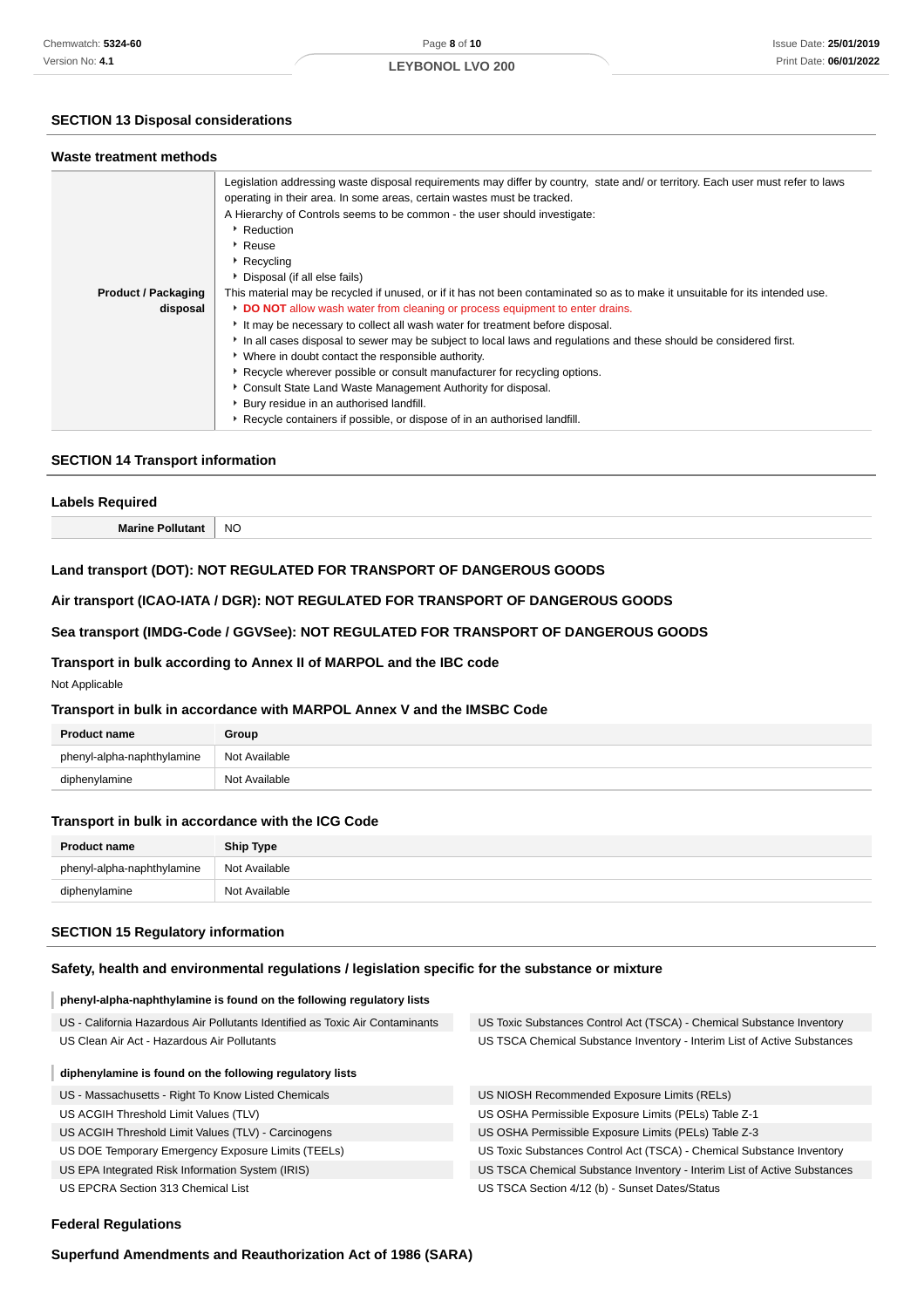## SECTION 13 Disposal considerations

### Waste treatment methods

| | |
|---|---|
| **Product / Packaging disposal** | Legislation addressing waste disposal requirements may differ by country, state and/ or territory. Each user must refer to laws operating in their area. In some areas, certain wastes must be tracked.<br>A Hierarchy of Controls seems to be common - the user should investigate:<br>• Reduction<br>• Reuse<br>• Recycling<br>• Disposal (if all else fails)<br>This material may be recycled if unused, or if it has not been contaminated so as to make it unsuitable for its intended use.<br>• **DO NOT** allow wash water from cleaning or process equipment to enter drains.<br>• It may be necessary to collect all wash water for treatment before disposal.<br>• In all cases disposal to sewer may be subject to local laws and regulations and these should be considered first.<br>• Where in doubt contact the responsible authority.<br>• Recycle wherever possible or consult manufacturer for recycling options.<br>• Consult State Land Waste Management Authority for disposal.<br>• Bury residue in an authorised landfill.<br>• Recycle containers if possible, or dispose of in an authorised landfill. |

## SECTION 14 Transport information

### Labels Required

| | |
|---|---|
| **Marine Pollutant** | NO |

### Land transport (DOT): NOT REGULATED FOR TRANSPORT OF DANGEROUS GOODS

### Air transport (ICAO-IATA / DGR): NOT REGULATED FOR TRANSPORT OF DANGEROUS GOODS

### Sea transport (IMDG-Code / GGVSee): NOT REGULATED FOR TRANSPORT OF DANGEROUS GOODS

### Transport in bulk according to Annex II of MARPOL and the IBC code

Not Applicable

### Transport in bulk in accordance with MARPOL Annex V and the IMSBC Code

| Product name | Group |
|---|---|
| phenyl-alpha-naphthylamine | Not Available |
| diphenylamine | Not Available |

### Transport in bulk in accordance with the ICG Code

| Product name | Ship Type |
|---|---|
| phenyl-alpha-naphthylamine | Not Available |
| diphenylamine | Not Available |

## SECTION 15 Regulatory information

### Safety, health and environmental regulations / legislation specific for the substance or mixture

**phenyl-alpha-naphthylamine is found on the following regulatory lists**

| | |
|---|---|
| US - California Hazardous Air Pollutants Identified as Toxic Air Contaminants | US Toxic Substances Control Act (TSCA) - Chemical Substance Inventory |
| US Clean Air Act - Hazardous Air Pollutants | US TSCA Chemical Substance Inventory - Interim List of Active Substances |

**diphenylamine is found on the following regulatory lists**

| | |
|---|---|
| US - Massachusetts - Right To Know Listed Chemicals | US NIOSH Recommended Exposure Limits (RELs) |
| US ACGIH Threshold Limit Values (TLV) | US OSHA Permissible Exposure Limits (PELs) Table Z-1 |
| US ACGIH Threshold Limit Values (TLV) - Carcinogens | US OSHA Permissible Exposure Limits (PELs) Table Z-3 |
| US DOE Temporary Emergency Exposure Limits (TEELs) | US Toxic Substances Control Act (TSCA) - Chemical Substance Inventory |
| US EPA Integrated Risk Information System (IRIS) | US TSCA Chemical Substance Inventory - Interim List of Active Substances |
| US EPCRA Section 313 Chemical List | US TSCA Section 4/12 (b) - Sunset Dates/Status |

### Federal Regulations

### Superfund Amendments and Reauthorization Act of 1986 (SARA)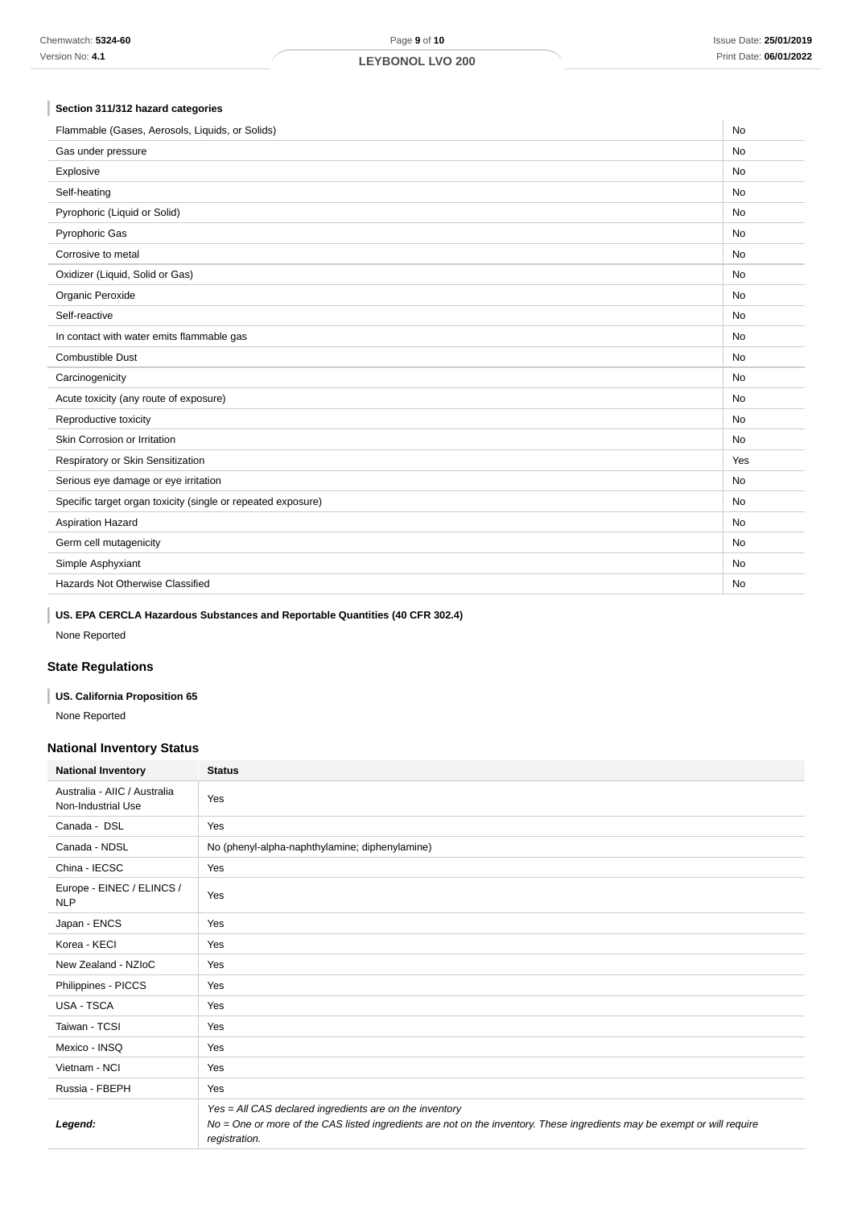### Section 311/312 hazard categories

| | |
|---|---|
| Flammable (Gases, Aerosols, Liquids, or Solids) | No |
| Gas under pressure | No |
| Explosive | No |
| Self-heating | No |
| Pyrophoric (Liquid or Solid) | No |
| Pyrophoric Gas | No |
| Corrosive to metal | No |
| Oxidizer (Liquid, Solid or Gas) | No |
| Organic Peroxide | No |
| Self-reactive | No |
| In contact with water emits flammable gas | No |
| Combustible Dust | No |
| Carcinogenicity | No |
| Acute toxicity (any route of exposure) | No |
| Reproductive toxicity | No |
| Skin Corrosion or Irritation | No |
| Respiratory or Skin Sensitization | Yes |
| Serious eye damage or eye irritation | No |
| Specific target organ toxicity (single or repeated exposure) | No |
| Aspiration Hazard | No |
| Germ cell mutagenicity | No |
| Simple Asphyxiant | No |
| Hazards Not Otherwise Classified | No |

### US. EPA CERCLA Hazardous Substances and Reportable Quantities (40 CFR 302.4)

None Reported

## State Regulations

### US. California Proposition 65

None Reported

## National Inventory Status

| National Inventory | Status |
|---|---|
| Australia - AIIC / Australia Non-Industrial Use | Yes |
| Canada - DSL | Yes |
| Canada - NDSL | No (phenyl-alpha-naphthylamine; diphenylamine) |
| China - IECSC | Yes |
| Europe - EINEC / ELINCS / NLP | Yes |
| Japan - ENCS | Yes |
| Korea - KECI | Yes |
| New Zealand - NZIoC | Yes |
| Philippines - PICCS | Yes |
| USA - TSCA | Yes |
| Taiwan - TCSI | Yes |
| Mexico - INSQ | Yes |
| Vietnam - NCI | Yes |
| Russia - FBEPH | Yes |
| ***Legend:*** | *Yes = All CAS declared ingredients are on the inventory*<br>*No = One or more of the CAS listed ingredients are not on the inventory. These ingredients may be exempt or will require registration.* |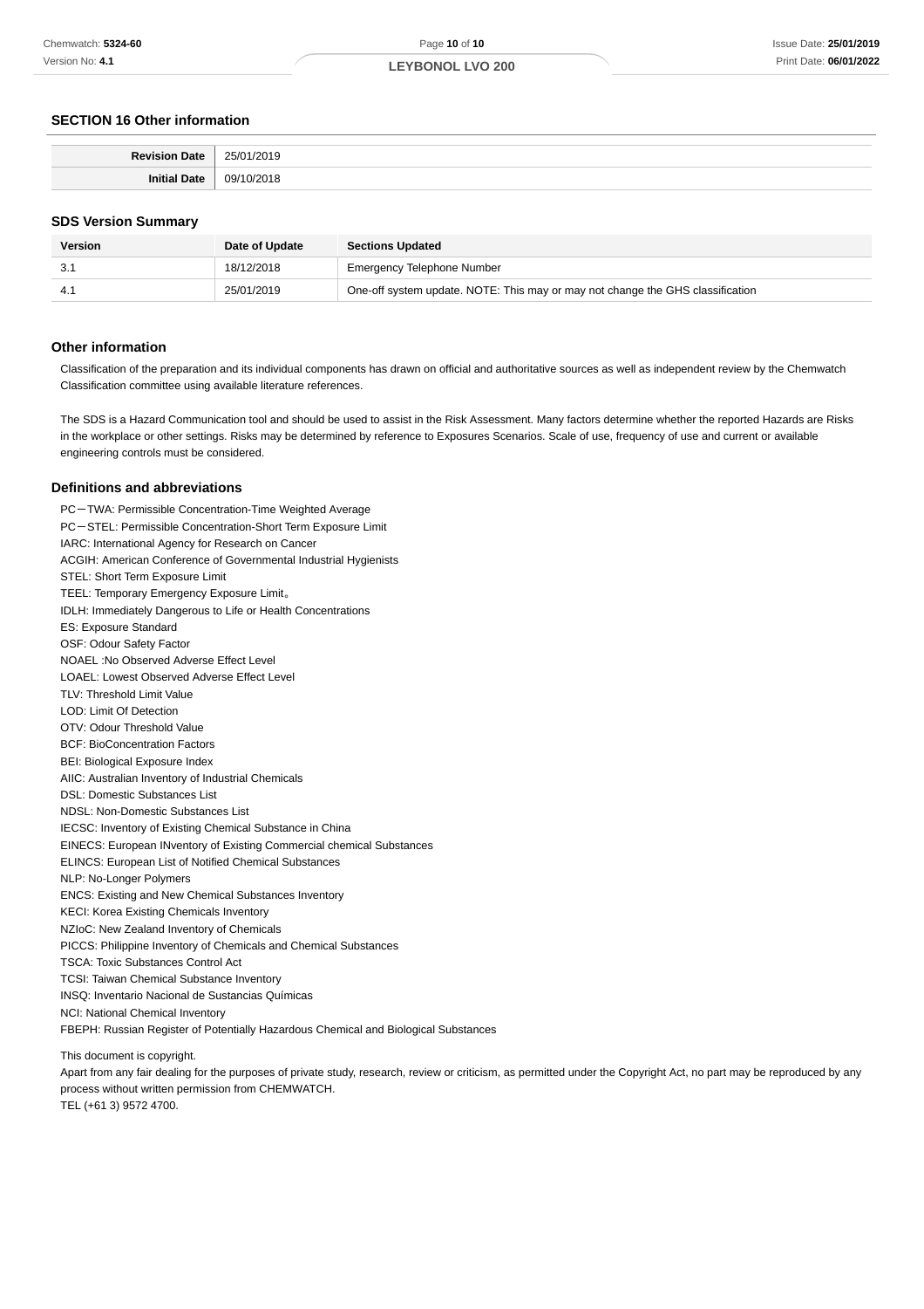## SECTION 16 Other information

| | |
|---|---|
| **Revision Date** | 25/01/2019 |
| **Initial Date** | 09/10/2018 |

### SDS Version Summary

| Version | Date of Update | Sections Updated |
|---|---|---|
| 3.1 | 18/12/2018 | Emergency Telephone Number |
| 4.1 | 25/01/2019 | One-off system update. NOTE: This may or may not change the GHS classification |

### Other information

Classification of the preparation and its individual components has drawn on official and authoritative sources as well as independent review by the Chemwatch Classification committee using available literature references.

The SDS is a Hazard Communication tool and should be used to assist in the Risk Assessment. Many factors determine whether the reported Hazards are Risks in the workplace or other settings. Risks may be determined by reference to Exposures Scenarios. Scale of use, frequency of use and current or available engineering controls must be considered.

### Definitions and abbreviations

PC－TWA: Permissible Concentration-Time Weighted Average
PC－STEL: Permissible Concentration-Short Term Exposure Limit
IARC: International Agency for Research on Cancer
ACGIH: American Conference of Governmental Industrial Hygienists
STEL: Short Term Exposure Limit
TEEL: Temporary Emergency Exposure Limit。
IDLH: Immediately Dangerous to Life or Health Concentrations
ES: Exposure Standard
OSF: Odour Safety Factor
NOAEL :No Observed Adverse Effect Level
LOAEL: Lowest Observed Adverse Effect Level
TLV: Threshold Limit Value
LOD: Limit Of Detection
OTV: Odour Threshold Value
BCF: BioConcentration Factors
BEI: Biological Exposure Index
AIIC: Australian Inventory of Industrial Chemicals
DSL: Domestic Substances List
NDSL: Non-Domestic Substances List
IECSC: Inventory of Existing Chemical Substance in China
EINECS: European INventory of Existing Commercial chemical Substances
ELINCS: European List of Notified Chemical Substances
NLP: No-Longer Polymers
ENCS: Existing and New Chemical Substances Inventory
KECI: Korea Existing Chemicals Inventory
NZIoC: New Zealand Inventory of Chemicals
PICCS: Philippine Inventory of Chemicals and Chemical Substances
TSCA: Toxic Substances Control Act
TCSI: Taiwan Chemical Substance Inventory
INSQ: Inventario Nacional de Sustancias Químicas
NCI: National Chemical Inventory
FBEPH: Russian Register of Potentially Hazardous Chemical and Biological Substances

This document is copyright.
Apart from any fair dealing for the purposes of private study, research, review or criticism, as permitted under the Copyright Act, no part may be reproduced by any process without written permission from CHEMWATCH.
TEL (+61 3) 9572 4700.